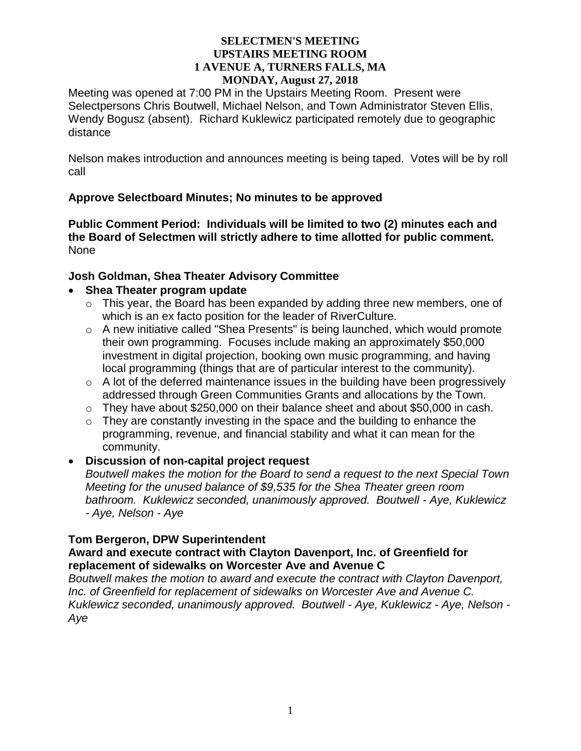**SELECTMEN'S MEETING**
**UPSTAIRS MEETING ROOM**
**1 AVENUE A, TURNERS FALLS, MA**
**MONDAY, August 27, 2018**

Meeting was opened at 7:00 PM in the Upstairs Meeting Room. Present were Selectpersons Chris Boutwell, Michael Nelson, and Town Administrator Steven Ellis, Wendy Bogusz (absent). Richard Kuklewicz participated remotely due to geographic distance

Nelson makes introduction and announces meeting is being taped. Votes will be by roll call

**Approve Selectboard Minutes; No minutes to be approved**

**Public Comment Period: Individuals will be limited to two (2) minutes each and the Board of Selectmen will strictly adhere to time allotted for public comment.**
None

**Josh Goldman, Shea Theater Advisory Committee**

- **Shea Theater program update**
  - This year, the Board has been expanded by adding three new members, one of which is an ex facto position for the leader of RiverCulture.
  - A new initiative called "Shea Presents" is being launched, which would promote their own programming. Focuses include making an approximately $50,000 investment in digital projection, booking own music programming, and having local programming (things that are of particular interest to the community).
  - A lot of the deferred maintenance issues in the building have been progressively addressed through Green Communities Grants and allocations by the Town.
  - They have about $250,000 on their balance sheet and about $50,000 in cash.
  - They are constantly investing in the space and the building to enhance the programming, revenue, and financial stability and what it can mean for the community.
- **Discussion of non-capital project request**
  *Boutwell makes the motion for the Board to send a request to the next Special Town Meeting for the unused balance of $9,535 for the Shea Theater green room bathroom. Kuklewicz seconded, unanimously approved. Boutwell - Aye, Kuklewicz - Aye, Nelson - Aye*

**Tom Bergeron, DPW Superintendent**
**Award and execute contract with Clayton Davenport, Inc. of Greenfield for replacement of sidewalks on Worcester Ave and Avenue C**
*Boutwell makes the motion to award and execute the contract with Clayton Davenport, Inc. of Greenfield for replacement of sidewalks on Worcester Ave and Avenue C. Kuklewicz seconded, unanimously approved. Boutwell - Aye, Kuklewicz - Aye, Nelson - Aye*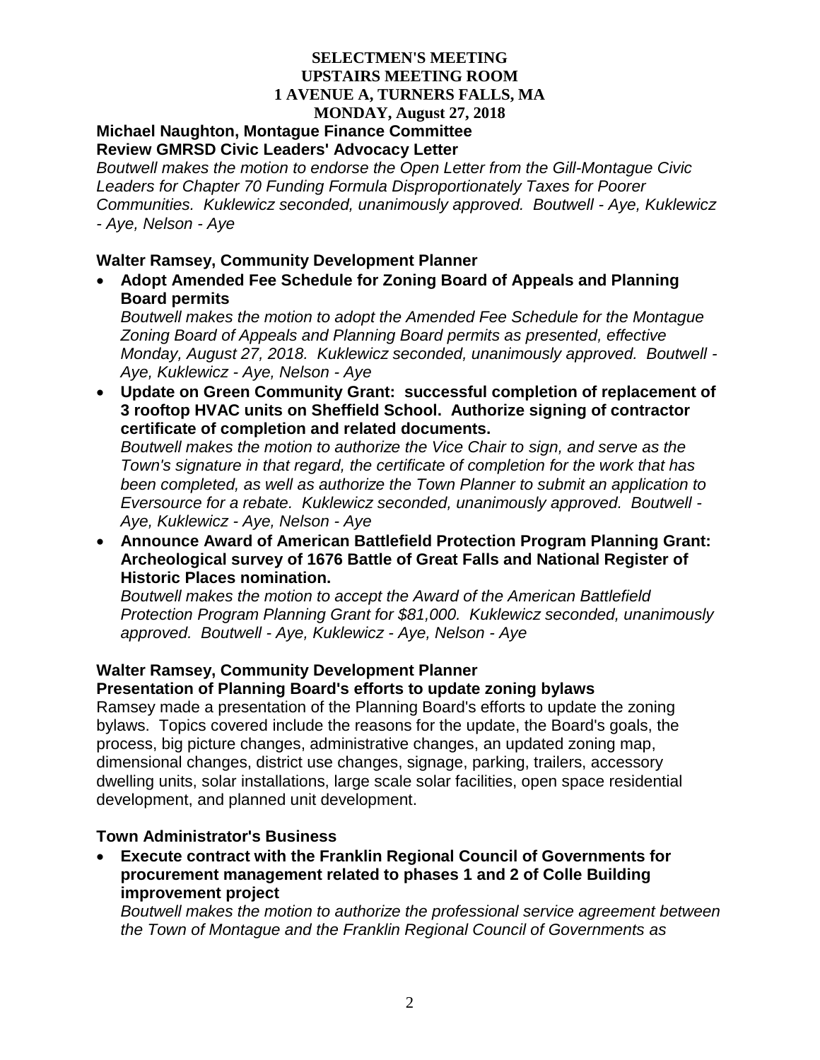**SELECTMEN'S MEETING**
**UPSTAIRS MEETING ROOM**
**1 AVENUE A, TURNERS FALLS, MA**
**MONDAY, August 27, 2018**

**Michael Naughton, Montague Finance Committee**
**Review GMRSD Civic Leaders' Advocacy Letter**

*Boutwell makes the motion to endorse the Open Letter from the Gill-Montague Civic Leaders for Chapter 70 Funding Formula Disproportionately Taxes for Poorer Communities. Kuklewicz seconded, unanimously approved. Boutwell - Aye, Kuklewicz - Aye, Nelson - Aye*

**Walter Ramsey, Community Development Planner**

- **Adopt Amended Fee Schedule for Zoning Board of Appeals and Planning Board permits**
  *Boutwell makes the motion to adopt the Amended Fee Schedule for the Montague Zoning Board of Appeals and Planning Board permits as presented, effective Monday, August 27, 2018. Kuklewicz seconded, unanimously approved. Boutwell - Aye, Kuklewicz - Aye, Nelson - Aye*
- **Update on Green Community Grant: successful completion of replacement of 3 rooftop HVAC units on Sheffield School. Authorize signing of contractor certificate of completion and related documents.**
  *Boutwell makes the motion to authorize the Vice Chair to sign, and serve as the Town's signature in that regard, the certificate of completion for the work that has been completed, as well as authorize the Town Planner to submit an application to Eversource for a rebate. Kuklewicz seconded, unanimously approved. Boutwell - Aye, Kuklewicz - Aye, Nelson - Aye*
- **Announce Award of American Battlefield Protection Program Planning Grant: Archeological survey of 1676 Battle of Great Falls and National Register of Historic Places nomination.**
  *Boutwell makes the motion to accept the Award of the American Battlefield Protection Program Planning Grant for $81,000. Kuklewicz seconded, unanimously approved. Boutwell - Aye, Kuklewicz - Aye, Nelson - Aye*

**Walter Ramsey, Community Development Planner**
**Presentation of Planning Board's efforts to update zoning bylaws**

Ramsey made a presentation of the Planning Board's efforts to update the zoning bylaws. Topics covered include the reasons for the update, the Board's goals, the process, big picture changes, administrative changes, an updated zoning map, dimensional changes, district use changes, signage, parking, trailers, accessory dwelling units, solar installations, large scale solar facilities, open space residential development, and planned unit development.

**Town Administrator's Business**

- **Execute contract with the Franklin Regional Council of Governments for procurement management related to phases 1 and 2 of Colle Building improvement project**
  *Boutwell makes the motion to authorize the professional service agreement between the Town of Montague and the Franklin Regional Council of Governments as*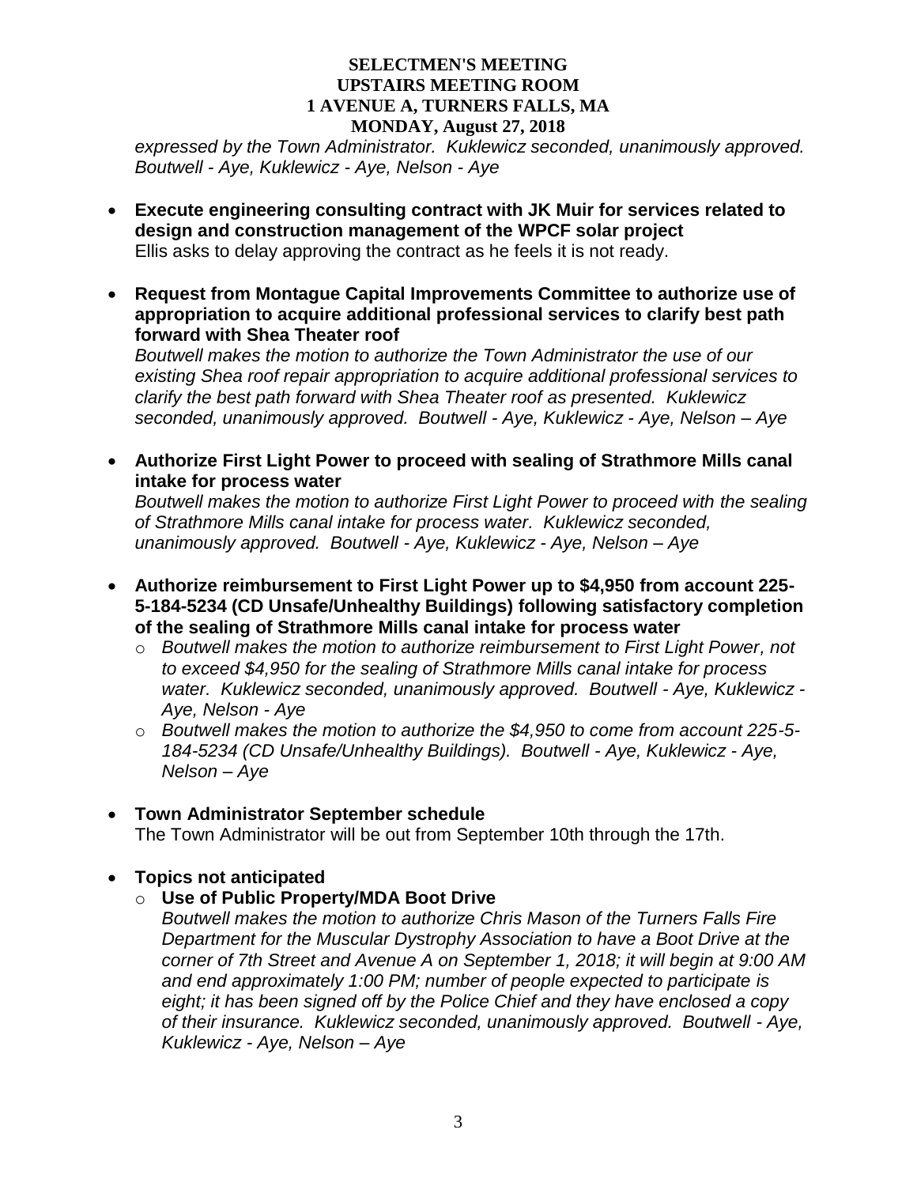*expressed by the Town Administrator. Kuklewicz seconded, unanimously approved. Boutwell - Aye, Kuklewicz - Aye, Nelson - Aye*

- **Execute engineering consulting contract with JK Muir for services related to design and construction management of the WPCF solar project**
  Ellis asks to delay approving the contract as he feels it is not ready.

- **Request from Montague Capital Improvements Committee to authorize use of appropriation to acquire additional professional services to clarify best path forward with Shea Theater roof**
  *Boutwell makes the motion to authorize the Town Administrator the use of our existing Shea roof repair appropriation to acquire additional professional services to clarify the best path forward with Shea Theater roof as presented. Kuklewicz seconded, unanimously approved. Boutwell - Aye, Kuklewicz - Aye, Nelson – Aye*

- **Authorize First Light Power to proceed with sealing of Strathmore Mills canal intake for process water**
  *Boutwell makes the motion to authorize First Light Power to proceed with the sealing of Strathmore Mills canal intake for process water. Kuklewicz seconded, unanimously approved. Boutwell - Aye, Kuklewicz - Aye, Nelson – Aye*

- **Authorize reimbursement to First Light Power up to $4,950 from account 225-5-184-5234 (CD Unsafe/Unhealthy Buildings) following satisfactory completion of the sealing of Strathmore Mills canal intake for process water**
  - *Boutwell makes the motion to authorize reimbursement to First Light Power, not to exceed $4,950 for the sealing of Strathmore Mills canal intake for process water. Kuklewicz seconded, unanimously approved. Boutwell - Aye, Kuklewicz - Aye, Nelson - Aye*
  - *Boutwell makes the motion to authorize the $4,950 to come from account 225-5-184-5234 (CD Unsafe/Unhealthy Buildings). Boutwell - Aye, Kuklewicz - Aye, Nelson – Aye*

- **Town Administrator September schedule**
  The Town Administrator will be out from September 10th through the 17th.

- **Topics not anticipated**
  - **Use of Public Property/MDA Boot Drive**
    *Boutwell makes the motion to authorize Chris Mason of the Turners Falls Fire Department for the Muscular Dystrophy Association to have a Boot Drive at the corner of 7th Street and Avenue A on September 1, 2018; it will begin at 9:00 AM and end approximately 1:00 PM; number of people expected to participate is eight; it has been signed off by the Police Chief and they have enclosed a copy of their insurance. Kuklewicz seconded, unanimously approved. Boutwell - Aye, Kuklewicz - Aye, Nelson – Aye*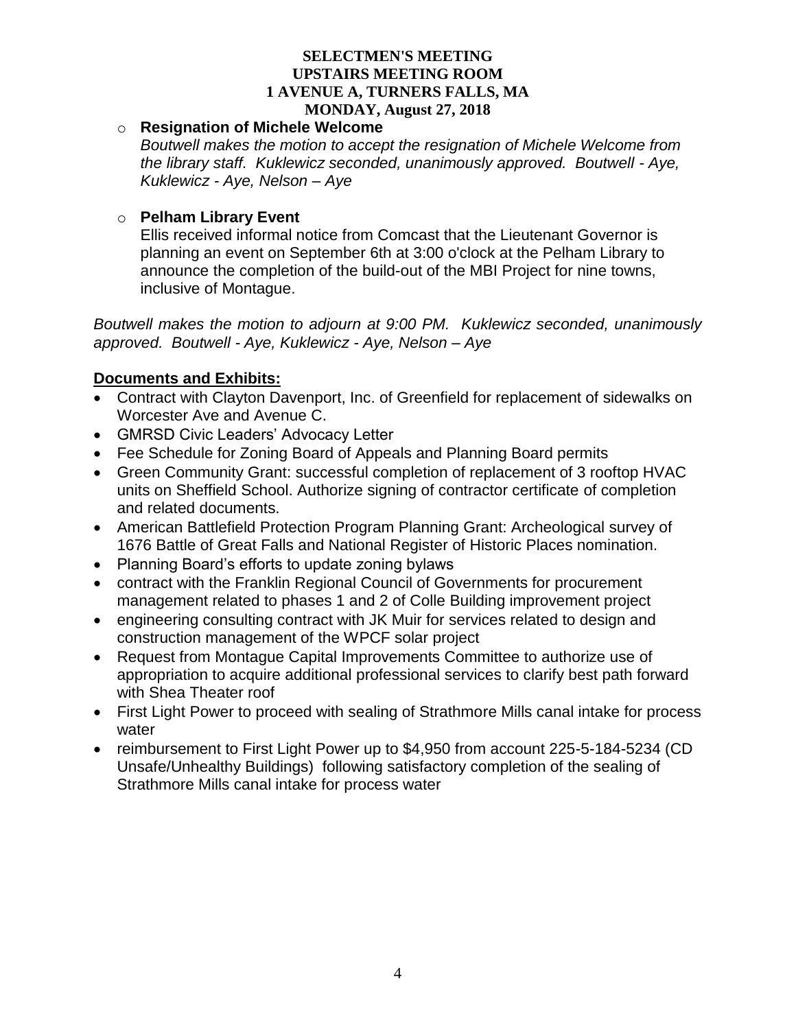**SELECTMEN'S MEETING**
**UPSTAIRS MEETING ROOM**
**1 AVENUE A, TURNERS FALLS, MA**
**MONDAY, August 27, 2018**

- **Resignation of Michele Welcome**
  *Boutwell makes the motion to accept the resignation of Michele Welcome from the library staff. Kuklewicz seconded, unanimously approved. Boutwell - Aye, Kuklewicz - Aye, Nelson – Aye*

- **Pelham Library Event**
  Ellis received informal notice from Comcast that the Lieutenant Governor is planning an event on September 6th at 3:00 o'clock at the Pelham Library to announce the completion of the build-out of the MBI Project for nine towns, inclusive of Montague.

*Boutwell makes the motion to adjourn at 9:00 PM. Kuklewicz seconded, unanimously approved. Boutwell - Aye, Kuklewicz - Aye, Nelson – Aye*

**Documents and Exhibits:**

- Contract with Clayton Davenport, Inc. of Greenfield for replacement of sidewalks on Worcester Ave and Avenue C.
- GMRSD Civic Leaders' Advocacy Letter
- Fee Schedule for Zoning Board of Appeals and Planning Board permits
- Green Community Grant: successful completion of replacement of 3 rooftop HVAC units on Sheffield School. Authorize signing of contractor certificate of completion and related documents.
- American Battlefield Protection Program Planning Grant: Archeological survey of 1676 Battle of Great Falls and National Register of Historic Places nomination.
- Planning Board's efforts to update zoning bylaws
- contract with the Franklin Regional Council of Governments for procurement management related to phases 1 and 2 of Colle Building improvement project
- engineering consulting contract with JK Muir for services related to design and construction management of the WPCF solar project
- Request from Montague Capital Improvements Committee to authorize use of appropriation to acquire additional professional services to clarify best path forward with Shea Theater roof
- First Light Power to proceed with sealing of Strathmore Mills canal intake for process water
- reimbursement to First Light Power up to $4,950 from account 225-5-184-5234 (CD Unsafe/Unhealthy Buildings) following satisfactory completion of the sealing of Strathmore Mills canal intake for process water